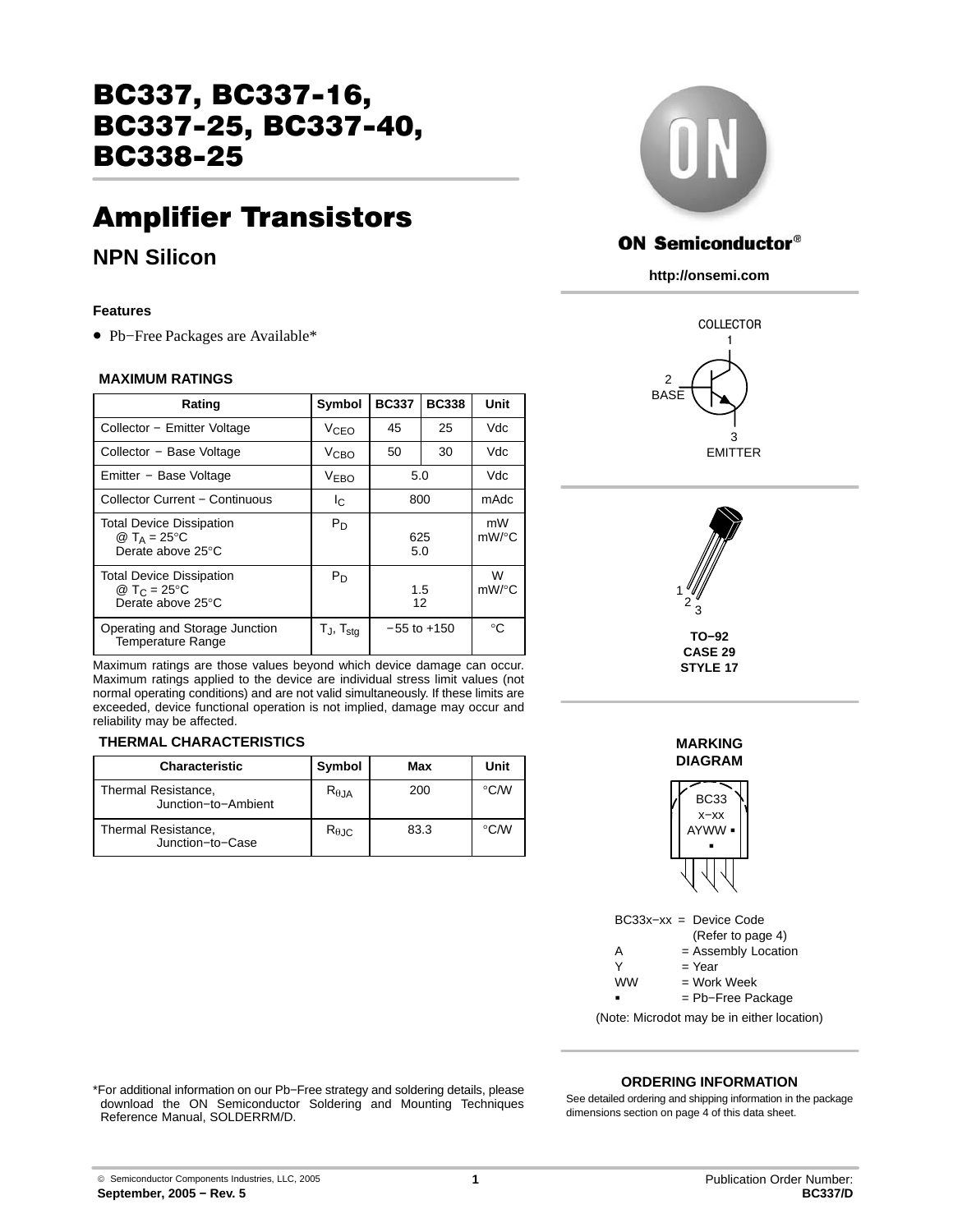# BC337, BC337-16, BC337-25, BC337-40, BC338-25

## Amplifier Transistors

### NPN Silicon

**Features**

- Pb−Free Packages are Available*

**MAXIMUM RATINGS**

| Rating | Symbol | BC337 | BC338 | Unit |
|---|---|---|---|---|
| Collector − Emitter Voltage | $V_{CEO}$ | 45 | 25 | Vdc |
| Collector − Base Voltage | $V_{CBO}$ | 50 | 30 | Vdc |
| Emitter − Base Voltage | $V_{EBO}$ | 5.0 | | Vdc |
| Collector Current − Continuous | $I_C$ | 800 | | mAdc |
| Total Device Dissipation @ $T_A$ = 25°C<br>Derate above 25°C | $P_D$ | 625<br>5.0 | | mW<br>mW/°C |
| Total Device Dissipation @ $T_C$ = 25°C<br>Derate above 25°C | $P_D$ | 1.5<br>12 | | W<br>mW/°C |
| Operating and Storage Junction Temperature Range | $T_J$, $T_{stg}$ | −55 to +150 | | °C |

Maximum ratings are those values beyond which device damage can occur. Maximum ratings applied to the device are individual stress limit values (not normal operating conditions) and are not valid simultaneously. If these limits are exceeded, device functional operation is not implied, damage may occur and reliability may be affected.

**THERMAL CHARACTERISTICS**

| Characteristic | Symbol | Max | Unit |
|---|---|---|---|
| Thermal Resistance, Junction−to−Ambient | $R_{\theta JA}$ | 200 | °C/W |
| Thermal Resistance, Junction−to−Case | $R_{\theta JC}$ | 83.3 | °C/W |

*For additional information on our Pb−Free strategy and soldering details, please download the ON Semiconductor Soldering and Mounting Techniques Reference Manual, SOLDERRM/D.

**ON Semiconductor®**

**http://onsemi.com**

COLLECTOR 1

2 BASE

3 EMITTER

1 2 3

**TO−92**
**CASE 29**
**STYLE 17**

**MARKING DIAGRAM**

BC33
x−xx
AYWW ▪
▪

BC33x−xx = Device Code (Refer to page 4)
A = Assembly Location
Y = Year
WW = Work Week
▪ = Pb−Free Package

(Note: Microdot may be in either location)

**ORDERING INFORMATION**

See detailed ordering and shipping information in the package dimensions section on page 4 of this data sheet.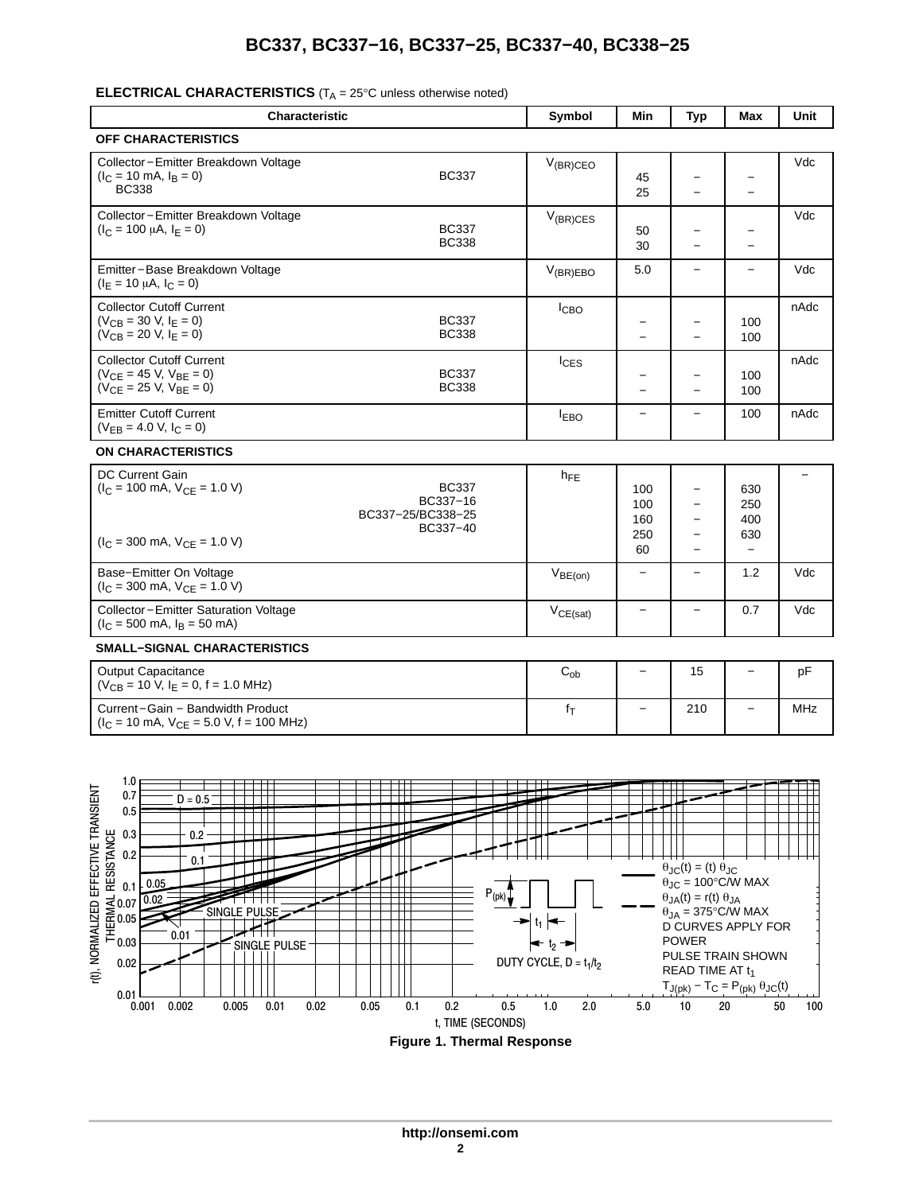**ELECTRICAL CHARACTERISTICS** ($T_A$ = 25°C unless otherwise noted)

| Characteristic | | Symbol | Min | Typ | Max | Unit |
|---|---|---|---|---|---|---|
| **OFF CHARACTERISTICS** | | | | | | |
| Collector−Emitter Breakdown Voltage ($I_C$ = 10 mA, $I_B$ = 0) | BC337<br>BC338 | $V_{(BR)CEO}$ | 45<br>25 | −<br>− | −<br>− | Vdc |
| Collector−Emitter Breakdown Voltage ($I_C$ = 100 μA, $I_E$ = 0) | BC337<br>BC338 | $V_{(BR)CES}$ | 50<br>30 | −<br>− | −<br>− | Vdc |
| Emitter−Base Breakdown Voltage ($I_E$ = 10 μA, $I_C$ = 0) | | $V_{(BR)EBO}$ | 5.0 | − | − | Vdc |
| Collector Cutoff Current<br>($V_{CB}$ = 30 V, $I_E$ = 0)<br>($V_{CB}$ = 20 V, $I_E$ = 0) | BC337<br>BC338 | $I_{CBO}$ | −<br>− | −<br>− | 100<br>100 | nAdc |
| Collector Cutoff Current<br>($V_{CE}$ = 45 V, $V_{BE}$ = 0)<br>($V_{CE}$ = 25 V, $V_{BE}$ = 0) | BC337<br>BC338 | $I_{CES}$ | −<br>− | −<br>− | 100<br>100 | nAdc |
| Emitter Cutoff Current ($V_{EB}$ = 4.0 V, $I_C$ = 0) | | $I_{EBO}$ | − | − | 100 | nAdc |
| **ON CHARACTERISTICS** | | | | | | |
| DC Current Gain<br>($I_C$ = 100 mA, $V_{CE}$ = 1.0 V)<br><br><br><br>($I_C$ = 300 mA, $V_{CE}$ = 1.0 V) | BC337<br>BC337−16<br>BC337−25/BC338−25<br>BC337−40 | $h_{FE}$ | 100<br>100<br>160<br>250<br>60 | −<br>−<br>−<br>−<br>− | 630<br>250<br>400<br>630<br>− | − |
| Base−Emitter On Voltage ($I_C$ = 300 mA, $V_{CE}$ = 1.0 V) | | $V_{BE(on)}$ | − | − | 1.2 | Vdc |
| Collector−Emitter Saturation Voltage ($I_C$ = 500 mA, $I_B$ = 50 mA) | | $V_{CE(sat)}$ | − | − | 0.7 | Vdc |
| **SMALL−SIGNAL CHARACTERISTICS** | | | | | | |
| Output Capacitance ($V_{CB}$ = 10 V, $I_E$ = 0, f = 1.0 MHz) | | $C_{ob}$ | − | 15 | − | pF |
| Current−Gain − Bandwidth Product ($I_C$ = 10 mA, $V_{CE}$ = 5.0 V, f = 100 MHz) | | $f_T$ | − | 210 | − | MHz |

**Figure 1. Thermal Response**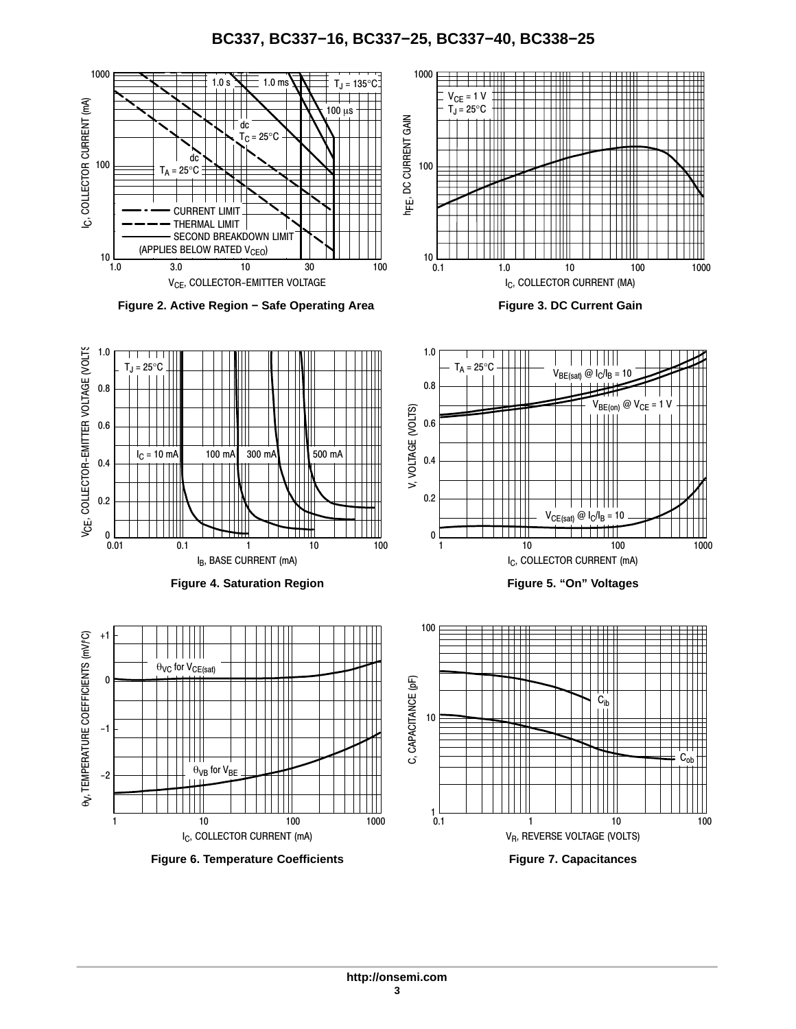Figure 2. Active Region − Safe Operating Area

Figure 3. DC Current Gain

Figure 4. Saturation Region

Figure 5. “On” Voltages

Figure 6. Temperature Coefficients

Figure 7. Capacitances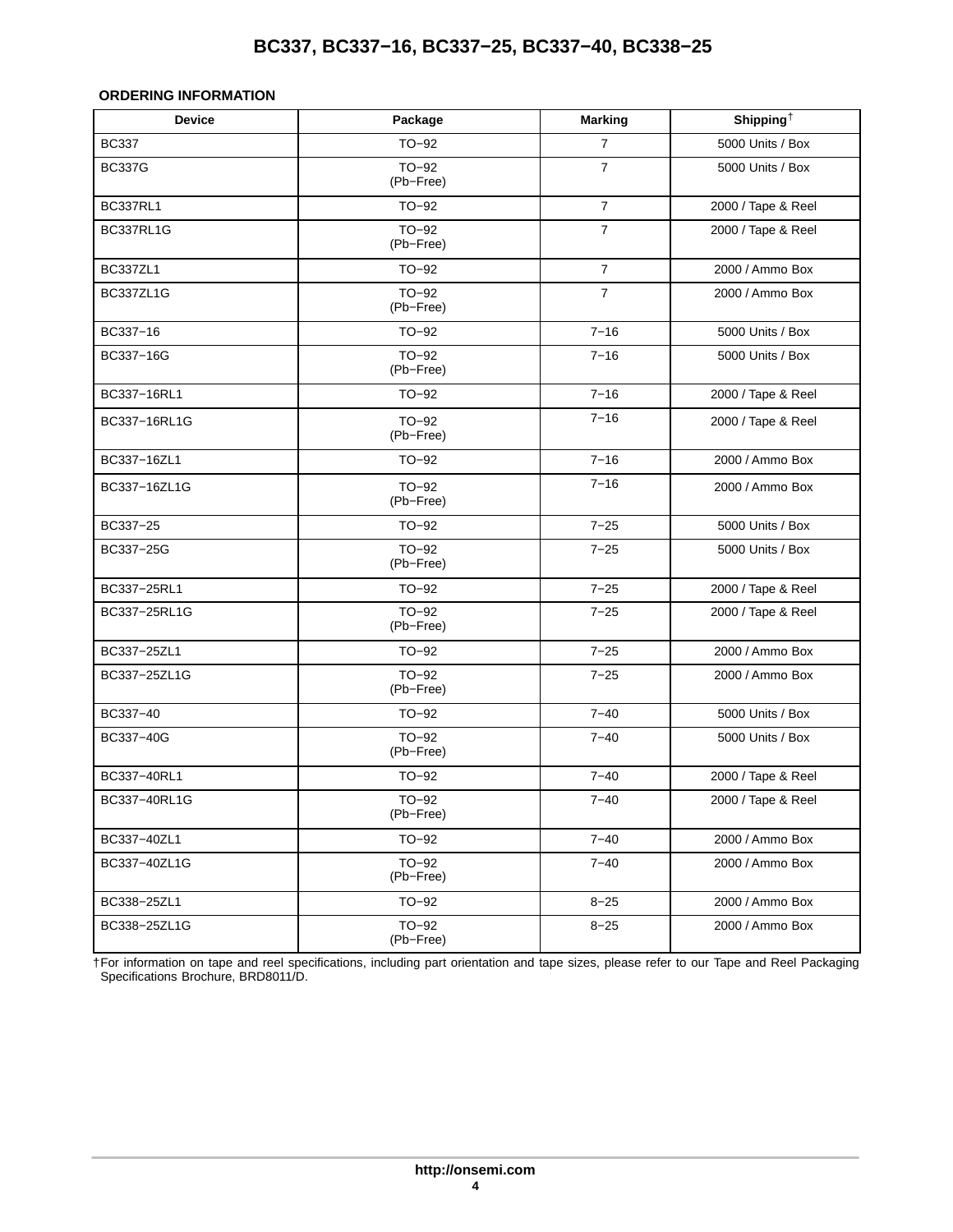## ORDERING INFORMATION

| Device | Package | Marking | Shipping† |
|---|---|---|---|
| BC337 | TO−92 | 7 | 5000 Units / Box |
| BC337G | TO−92 (Pb−Free) | 7 | 5000 Units / Box |
| BC337RL1 | TO−92 | 7 | 2000 / Tape & Reel |
| BC337RL1G | TO−92 (Pb−Free) | 7 | 2000 / Tape & Reel |
| BC337ZL1 | TO−92 | 7 | 2000 / Ammo Box |
| BC337ZL1G | TO−92 (Pb−Free) | 7 | 2000 / Ammo Box |
| BC337−16 | TO−92 | 7−16 | 5000 Units / Box |
| BC337−16G | TO−92 (Pb−Free) | 7−16 | 5000 Units / Box |
| BC337−16RL1 | TO−92 | 7−16 | 2000 / Tape & Reel |
| BC337−16RL1G | TO−92 (Pb−Free) | 7−16 | 2000 / Tape & Reel |
| BC337−16ZL1 | TO−92 | 7−16 | 2000 / Ammo Box |
| BC337−16ZL1G | TO−92 (Pb−Free) | 7−16 | 2000 / Ammo Box |
| BC337−25 | TO−92 | 7−25 | 5000 Units / Box |
| BC337−25G | TO−92 (Pb−Free) | 7−25 | 5000 Units / Box |
| BC337−25RL1 | TO−92 | 7−25 | 2000 / Tape & Reel |
| BC337−25RL1G | TO−92 (Pb−Free) | 7−25 | 2000 / Tape & Reel |
| BC337−25ZL1 | TO−92 | 7−25 | 2000 / Ammo Box |
| BC337−25ZL1G | TO−92 (Pb−Free) | 7−25 | 2000 / Ammo Box |
| BC337−40 | TO−92 | 7−40 | 5000 Units / Box |
| BC337−40G | TO−92 (Pb−Free) | 7−40 | 5000 Units / Box |
| BC337−40RL1 | TO−92 | 7−40 | 2000 / Tape & Reel |
| BC337−40RL1G | TO−92 (Pb−Free) | 7−40 | 2000 / Tape & Reel |
| BC337−40ZL1 | TO−92 | 7−40 | 2000 / Ammo Box |
| BC337−40ZL1G | TO−92 (Pb−Free) | 7−40 | 2000 / Ammo Box |
| BC338−25ZL1 | TO−92 | 8−25 | 2000 / Ammo Box |
| BC338−25ZL1G | TO−92 (Pb−Free) | 8−25 | 2000 / Ammo Box |

†For information on tape and reel specifications, including part orientation and tape sizes, please refer to our Tape and Reel Packaging Specifications Brochure, BRD8011/D.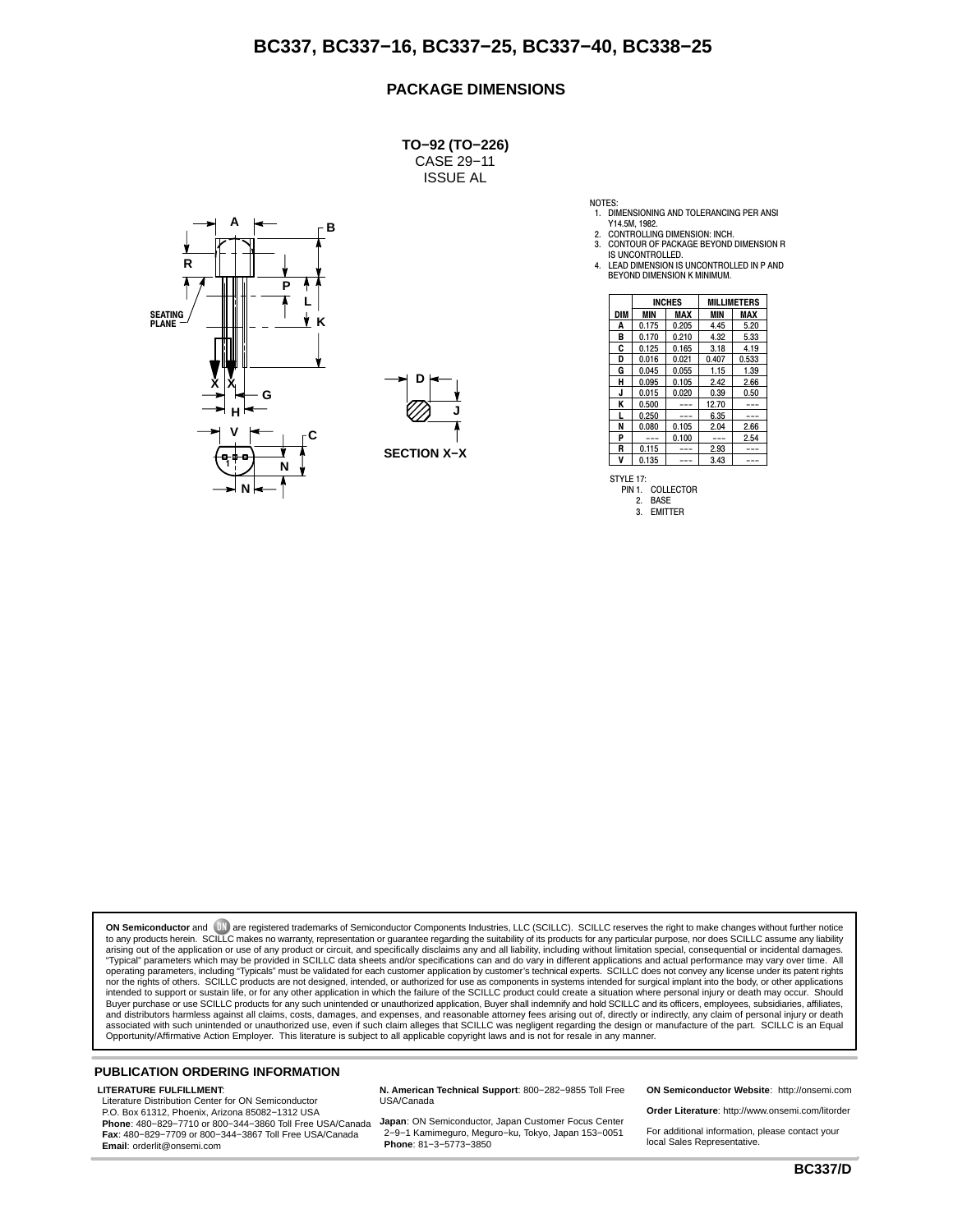## PACKAGE DIMENSIONS

**TO−92 (TO−226)**
CASE 29−11
ISSUE AL

A
B
R
P
L
K
SEATING PLANE
X X
G
H
V
C
N
N
D
J
SECTION X−X

NOTES:
1. DIMENSIONING AND TOLERANCING PER ANSI Y14.5M, 1982.
2. CONTROLLING DIMENSION: INCH.
3. CONTOUR OF PACKAGE BEYOND DIMENSION R IS UNCONTROLLED.
4. LEAD DIMENSION IS UNCONTROLLED IN P AND BEYOND DIMENSION K MINIMUM.

| | INCHES | | MILLIMETERS | |
|---|---|---|---|---|
| DIM | MIN | MAX | MIN | MAX |
| A | 0.175 | 0.205 | 4.45 | 5.20 |
| B | 0.170 | 0.210 | 4.32 | 5.33 |
| C | 0.125 | 0.165 | 3.18 | 4.19 |
| D | 0.016 | 0.021 | 0.407 | 0.533 |
| G | 0.045 | 0.055 | 1.15 | 1.39 |
| H | 0.095 | 0.105 | 2.42 | 2.66 |
| J | 0.015 | 0.020 | 0.39 | 0.50 |
| K | 0.500 | --- | 12.70 | --- |
| L | 0.250 | --- | 6.35 | --- |
| N | 0.080 | 0.105 | 2.04 | 2.66 |
| P | --- | 0.100 | --- | 2.54 |
| R | 0.115 | --- | 2.93 | --- |
| V | 0.135 | --- | 3.43 | --- |

STYLE 17:
PIN 1. COLLECTOR
2. BASE
3. EMITTER

**ON Semiconductor** and ON are registered trademarks of Semiconductor Components Industries, LLC (SCILLC). SCILLC reserves the right to make changes without further notice to any products herein. SCILLC makes no warranty, representation or guarantee regarding the suitability of its products for any particular purpose, nor does SCILLC assume any liability arising out of the application or use of any product or circuit, and specifically disclaims any and all liability, including without limitation special, consequential or incidental damages. "Typical" parameters which may be provided in SCILLC data sheets and/or specifications can and do vary in different applications and actual performance may vary over time. All operating parameters, including "Typicals" must be validated for each customer application by customer's technical experts. SCILLC does not convey any license under its patent rights nor the rights of others. SCILLC products are not designed, intended, or authorized for use as components in systems intended for surgical implant into the body, or other applications intended to support or sustain life, or for any other application in which the failure of the SCILLC product could create a situation where personal injury or death may occur. Should Buyer purchase or use SCILLC products for any such unintended or unauthorized application, Buyer shall indemnify and hold SCILLC and its officers, employees, subsidiaries, affiliates, and distributors harmless against all claims, costs, damages, and expenses, and reasonable attorney fees arising out of, directly or indirectly, any claim of personal injury or death associated with such unintended or unauthorized use, even if such claim alleges that SCILLC was negligent regarding the design or manufacture of the part. SCILLC is an Equal Opportunity/Affirmative Action Employer. This literature is subject to all applicable copyright laws and is not for resale in any manner.

## PUBLICATION ORDERING INFORMATION

**LITERATURE FULFILLMENT**:
Literature Distribution Center for ON Semiconductor
P.O. Box 61312, Phoenix, Arizona 85082−1312 USA
**Phone**: 480−829−7710 or 800−344−3860 Toll Free USA/Canada
**Fax**: 480−829−7709 or 800−344−3867 Toll Free USA/Canada
**Email**: orderlit@onsemi.com

**N. American Technical Support**: 800−282−9855 Toll Free USA/Canada

**Japan**: ON Semiconductor, Japan Customer Focus Center
2−9−1 Kamimeguro, Meguro−ku, Tokyo, Japan 153−0051
**Phone**: 81−3−5773−3850

**ON Semiconductor Website**: http://onsemi.com

**Order Literature**: http://www.onsemi.com/litorder

For additional information, please contact your local Sales Representative.

**BC337/D**